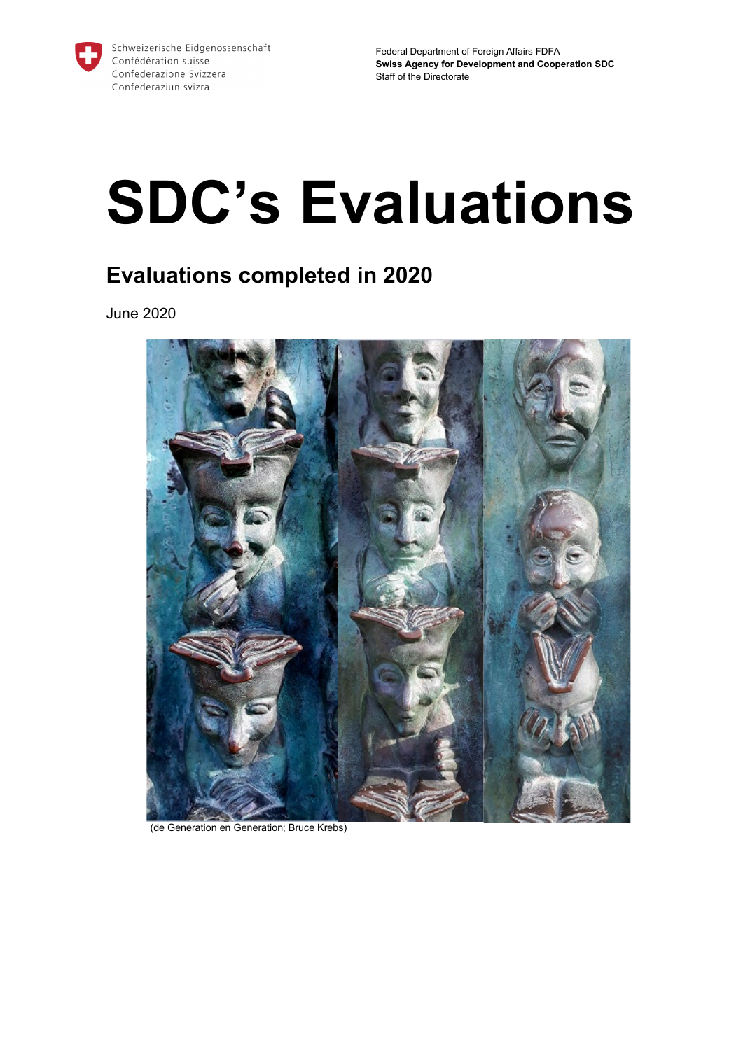Schweizerische Eidgenossenschaft
Confédération suisse
Confederazione Svizzera
Confederaziun svizra

Federal Department of Foreign Affairs FDFA
**Swiss Agency for Development and Cooperation SDC**
Staff of the Directorate

# SDC's Evaluations

## Evaluations completed in 2020

June 2020

(de Generation en Generation; Bruce Krebs)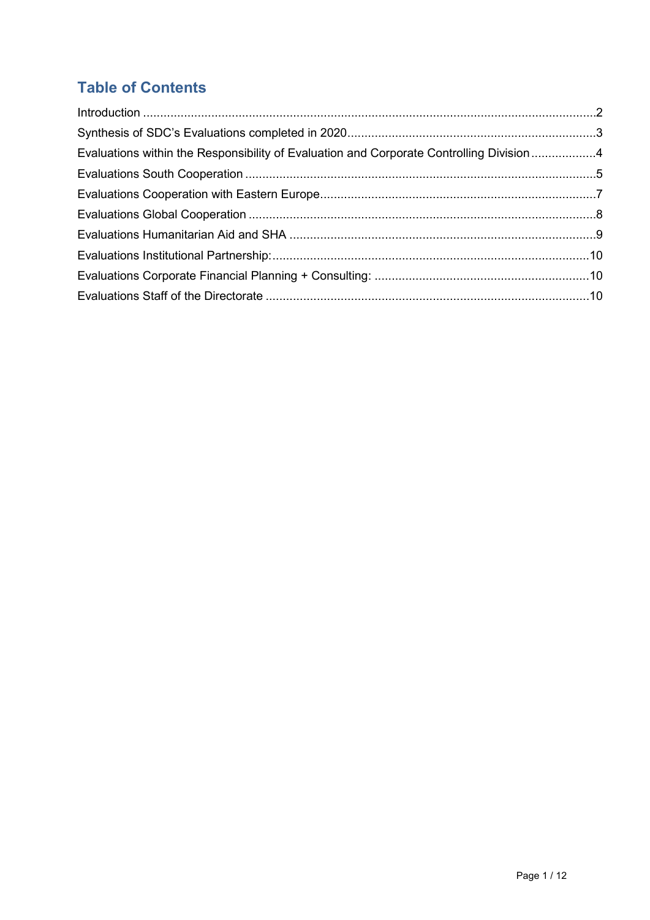## Table of Contents

Introduction .....................................................................................................................................2
Synthesis of SDC's Evaluations completed in 2020.........................................................................3
Evaluations within the Responsibility of Evaluation and Corporate Controlling Division ...................4
Evaluations South Cooperation .......................................................................................................5
Evaluations Cooperation with Eastern Europe.................................................................................7
Evaluations Global Cooperation ......................................................................................................8
Evaluations Humanitarian Aid and SHA ..........................................................................................9
Evaluations Institutional Partnership:.............................................................................................10
Evaluations Corporate Financial Planning + Consulting: ...............................................................10
Evaluations Staff of the Directorate ...............................................................................................10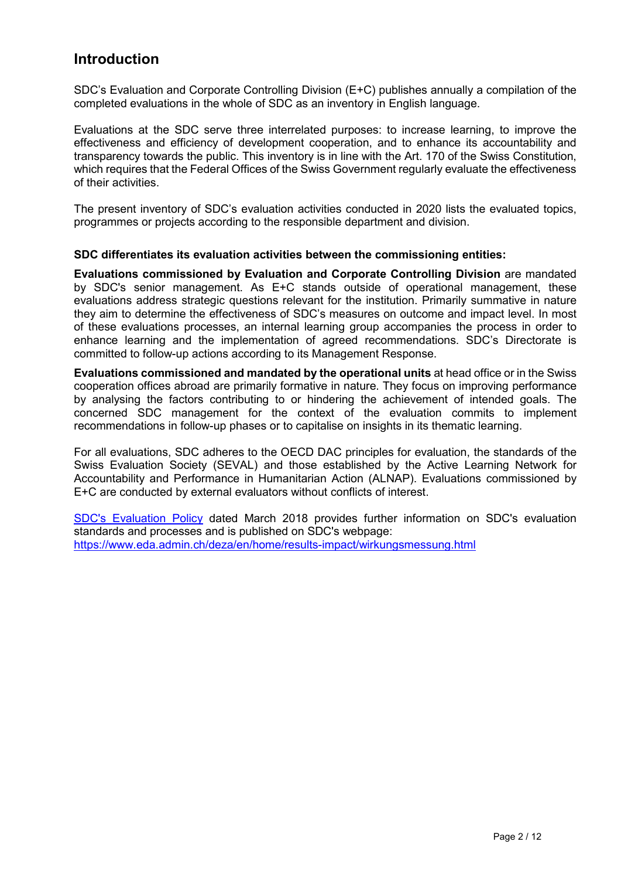# Introduction

SDC's Evaluation and Corporate Controlling Division (E+C) publishes annually a compilation of the completed evaluations in the whole of SDC as an inventory in English language.

Evaluations at the SDC serve three interrelated purposes: to increase learning, to improve the effectiveness and efficiency of development cooperation, and to enhance its accountability and transparency towards the public. This inventory is in line with the Art. 170 of the Swiss Constitution, which requires that the Federal Offices of the Swiss Government regularly evaluate the effectiveness of their activities.

The present inventory of SDC's evaluation activities conducted in 2020 lists the evaluated topics, programmes or projects according to the responsible department and division.

**SDC differentiates its evaluation activities between the commissioning entities:**

**Evaluations commissioned by Evaluation and Corporate Controlling Division** are mandated by SDC's senior management. As E+C stands outside of operational management, these evaluations address strategic questions relevant for the institution. Primarily summative in nature they aim to determine the effectiveness of SDC's measures on outcome and impact level. In most of these evaluations processes, an internal learning group accompanies the process in order to enhance learning and the implementation of agreed recommendations. SDC's Directorate is committed to follow-up actions according to its Management Response.

**Evaluations commissioned and mandated by the operational units** at head office or in the Swiss cooperation offices abroad are primarily formative in nature. They focus on improving performance by analysing the factors contributing to or hindering the achievement of intended goals. The concerned SDC management for the context of the evaluation commits to implement recommendations in follow-up phases or to capitalise on insights in its thematic learning.

For all evaluations, SDC adheres to the OECD DAC principles for evaluation, the standards of the Swiss Evaluation Society (SEVAL) and those established by the Active Learning Network for Accountability and Performance in Humanitarian Action (ALNAP). Evaluations commissioned by E+C are conducted by external evaluators without conflicts of interest.

[SDC's Evaluation Policy](https://www.eda.admin.ch/deza/en/home/results-impact/wirkungsmessung.html) dated March 2018 provides further information on SDC's evaluation standards and processes and is published on SDC's webpage:
https://www.eda.admin.ch/deza/en/home/results-impact/wirkungsmessung.html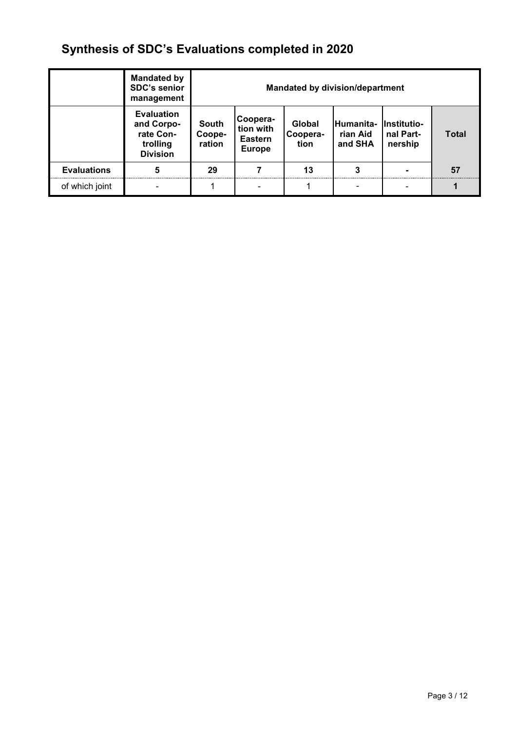# Synthesis of SDC's Evaluations completed in 2020

| | Mandated by SDC's senior management | Mandated by division/department | | | | | |
|---|---|---|---|---|---|---|---|
| | **Evaluation and Corporate Controlling Division** | **South Cooperation** | **Cooperation with Eastern Europe** | **Global Cooperation** | **Humanitarian Aid and SHA** | **Institutional Partnership** | **Total** |
| **Evaluations** | **5** | **29** | **7** | **13** | **3** | **-** | **57** |
| of which joint | - | 1 | - | 1 | - | - | **1** |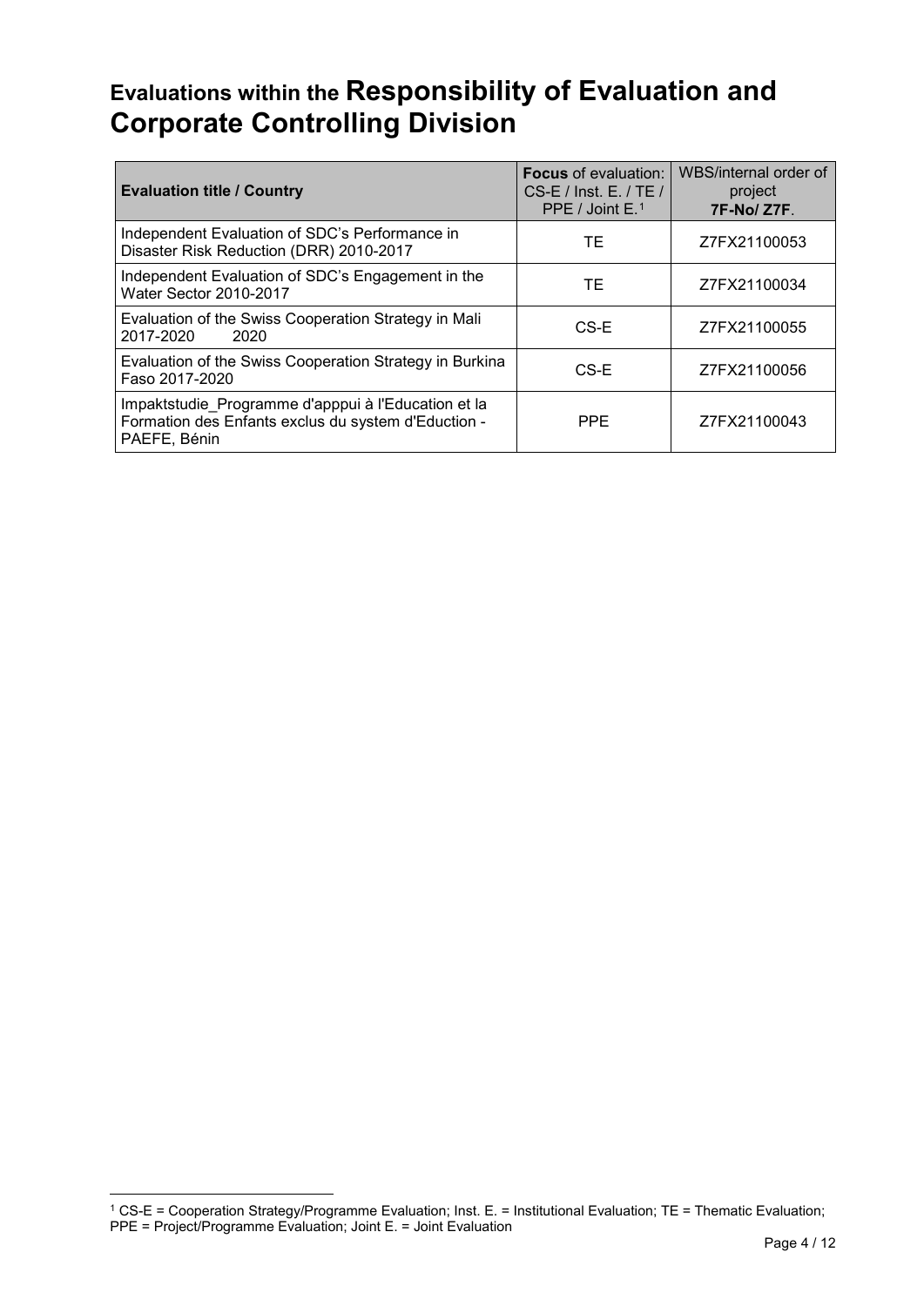# Evaluations within the Responsibility of Evaluation and Corporate Controlling Division

| Evaluation title / Country | **Focus** of evaluation: CS-E / Inst. E. / TE / PPE / Joint E.[1] | WBS/internal order of project **7F-No/ Z7F**. |
|---|---|---|
| Independent Evaluation of SDC's Performance in Disaster Risk Reduction (DRR) 2010-2017 | TE | Z7FX21100053 |
| Independent Evaluation of SDC's Engagement in the Water Sector 2010-2017 | TE | Z7FX21100034 |
| Evaluation of the Swiss Cooperation Strategy in Mali 2017-2020 2020 | CS-E | Z7FX21100055 |
| Evaluation of the Swiss Cooperation Strategy in Burkina Faso 2017-2020 | CS-E | Z7FX21100056 |
| Impaktstudie_Programme d'apppui à l'Education et la Formation des Enfants exclus du system d'Eduction - PAEFE, Bénin | PPE | Z7FX21100043 |

[1] CS-E = Cooperation Strategy/Programme Evaluation; Inst. E. = Institutional Evaluation; TE = Thematic Evaluation; PPE = Project/Programme Evaluation; Joint E. = Joint Evaluation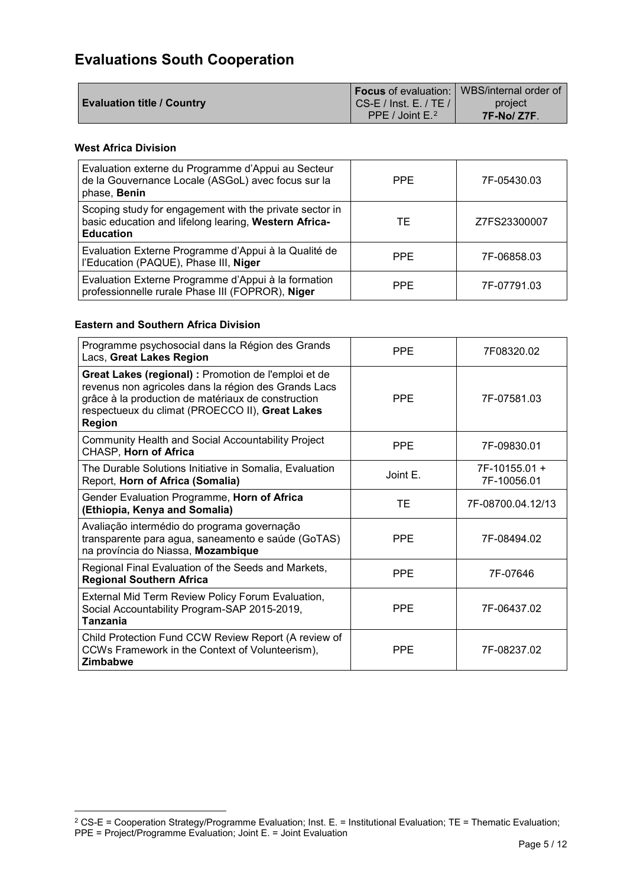# Evaluations South Cooperation

| Evaluation title / Country | **Focus** of evaluation: CS-E / Inst. E. / TE / PPE / Joint E.[2] | WBS/internal order of project **7F-No/ Z7F**. |
|---|---|---|

**West Africa Division**

| Evaluation title / Country | Focus of evaluation | WBS/internal order of project |
|---|---|---|
| Evaluation externe du Programme d'Appui au Secteur de la Gouvernance Locale (ASGoL) avec focus sur la phase, **Benin** | PPE | 7F-05430.03 |
| Scoping study for engagement with the private sector in basic education and lifelong learing, **Western Africa-Education** | TE | Z7FS23300007 |
| Evaluation Externe Programme d'Appui à la Qualité de l'Education (PAQUE), Phase III, **Niger** | PPE | 7F-06858.03 |
| Evaluation Externe Programme d'Appui à la formation professionnelle rurale Phase III (FOPROR), **Niger** | PPE | 7F-07791.03 |

**Eastern and Southern Africa Division**

| Evaluation title / Country | Focus of evaluation | WBS/internal order of project |
|---|---|---|
| Programme psychosocial dans la Région des Grands Lacs, **Great Lakes Region** | PPE | 7F08320.02 |
| **Great Lakes (regional) :** Promotion de l'emploi et de revenus non agricoles dans la région des Grands Lacs grâce à la production de matériaux de construction respectueux du climat (PROECCO II), **Great Lakes Region** | PPE | 7F-07581.03 |
| Community Health and Social Accountability Project CHASP, **Horn of Africa** | PPE | 7F-09830.01 |
| The Durable Solutions Initiative in Somalia, Evaluation Report, **Horn of Africa (Somalia)** | Joint E. | 7F-10155.01 + 7F-10056.01 |
| Gender Evaluation Programme, **Horn of Africa (Ethiopia, Kenya and Somalia)** | TE | 7F-08700.04.12/13 |
| Avaliação intermédio do programa governação transparente para agua, saneamento e saúde (GoTAS) na província do Niassa, **Mozambique** | PPE | 7F-08494.02 |
| Regional Final Evaluation of the Seeds and Markets, **Regional Southern Africa** | PPE | 7F-07646 |
| External Mid Term Review Policy Forum Evaluation, Social Accountability Program-SAP 2015-2019, **Tanzania** | PPE | 7F-06437.02 |
| Child Protection Fund CCW Review Report (A review of CCWs Framework in the Context of Volunteerism), **Zimbabwe** | PPE | 7F-08237.02 |

[2] CS-E = Cooperation Strategy/Programme Evaluation; Inst. E. = Institutional Evaluation; TE = Thematic Evaluation; PPE = Project/Programme Evaluation; Joint E. = Joint Evaluation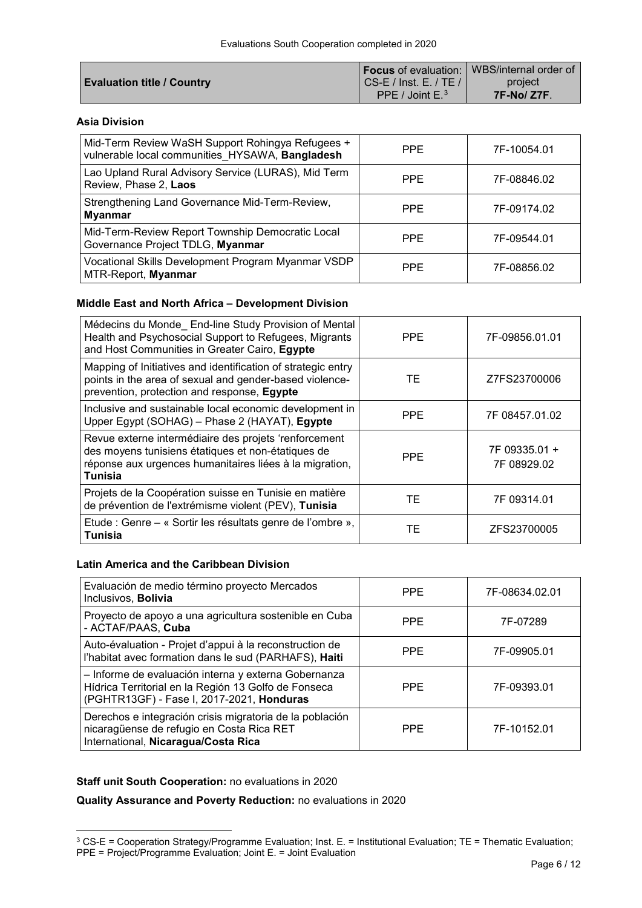Evaluations South Cooperation completed in 2020

| Evaluation title / Country | **Focus** of evaluation: CS-E / Inst. E. / TE / PPE / Joint E.[3] | WBS/internal order of project **7F-No/ Z7F**. |
|---|---|---|
| **Asia Division** | | |
| Mid-Term Review WaSH Support Rohingya Refugees + vulnerable local communities_HYSAWA, **Bangladesh** | PPE | 7F-10054.01 |
| Lao Upland Rural Advisory Service (LURAS), Mid Term Review, Phase 2, **Laos** | PPE | 7F-08846.02 |
| Strengthening Land Governance Mid-Term-Review, **Myanmar** | PPE | 7F-09174.02 |
| Mid-Term-Review Report Township Democratic Local Governance Project TDLG, **Myanmar** | PPE | 7F-09544.01 |
| Vocational Skills Development Program Myanmar VSDP MTR-Report, **Myanmar** | PPE | 7F-08856.02 |
| **Middle East and North Africa – Development Division** | | |
| Médecins du Monde_ End-line Study Provision of Mental Health and Psychosocial Support to Refugees, Migrants and Host Communities in Greater Cairo, **Egypte** | PPE | 7F-09856.01.01 |
| Mapping of Initiatives and identification of strategic entry points in the area of sexual and gender-based violence-prevention, protection and response, **Egypte** | TE | Z7FS23700006 |
| Inclusive and sustainable local economic development in Upper Egypt (SOHAG) – Phase 2 (HAYAT), **Egypte** | PPE | 7F 08457.01.02 |
| Revue externe intermédiaire des projets 'renforcement des moyens tunisiens étatiques et non-étatiques de réponse aux urgences humanitaires liées à la migration, **Tunisia** | PPE | 7F 09335.01 + 7F 08929.02 |
| Projets de la Coopération suisse en Tunisie en matière de prévention de l'extrémisme violent (PEV), **Tunisia** | TE | 7F 09314.01 |
| Etude : Genre – « Sortir les résultats genre de l'ombre », **Tunisia** | TE | ZFS23700005 |
| **Latin America and the Caribbean Division** | | |
| Evaluación de medio término proyecto Mercados Inclusivos, **Bolivia** | PPE | 7F-08634.02.01 |
| Proyecto de apoyo a una agricultura sostenible en Cuba - ACTAF/PAAS, **Cuba** | PPE | 7F-07289 |
| Auto-évaluation - Projet d'appui à la reconstruction de l'habitat avec formation dans le sud (PARHAFS), **Haiti** | PPE | 7F-09905.01 |
| – Informe de evaluación interna y externa Gobernanza Hídrica Territorial en la Región 13 Golfo de Fonseca (PGHTR13GF) - Fase I, 2017-2021, **Honduras** | PPE | 7F-09393.01 |
| Derechos e integración crisis migratoria de la población nicaragüense de refugio en Costa Rica RET International, **Nicaragua/Costa Rica** | PPE | 7F-10152.01 |

**Staff unit South Cooperation:** no evaluations in 2020

**Quality Assurance and Poverty Reduction:** no evaluations in 2020

[3] CS-E = Cooperation Strategy/Programme Evaluation; Inst. E. = Institutional Evaluation; TE = Thematic Evaluation; PPE = Project/Programme Evaluation; Joint E. = Joint Evaluation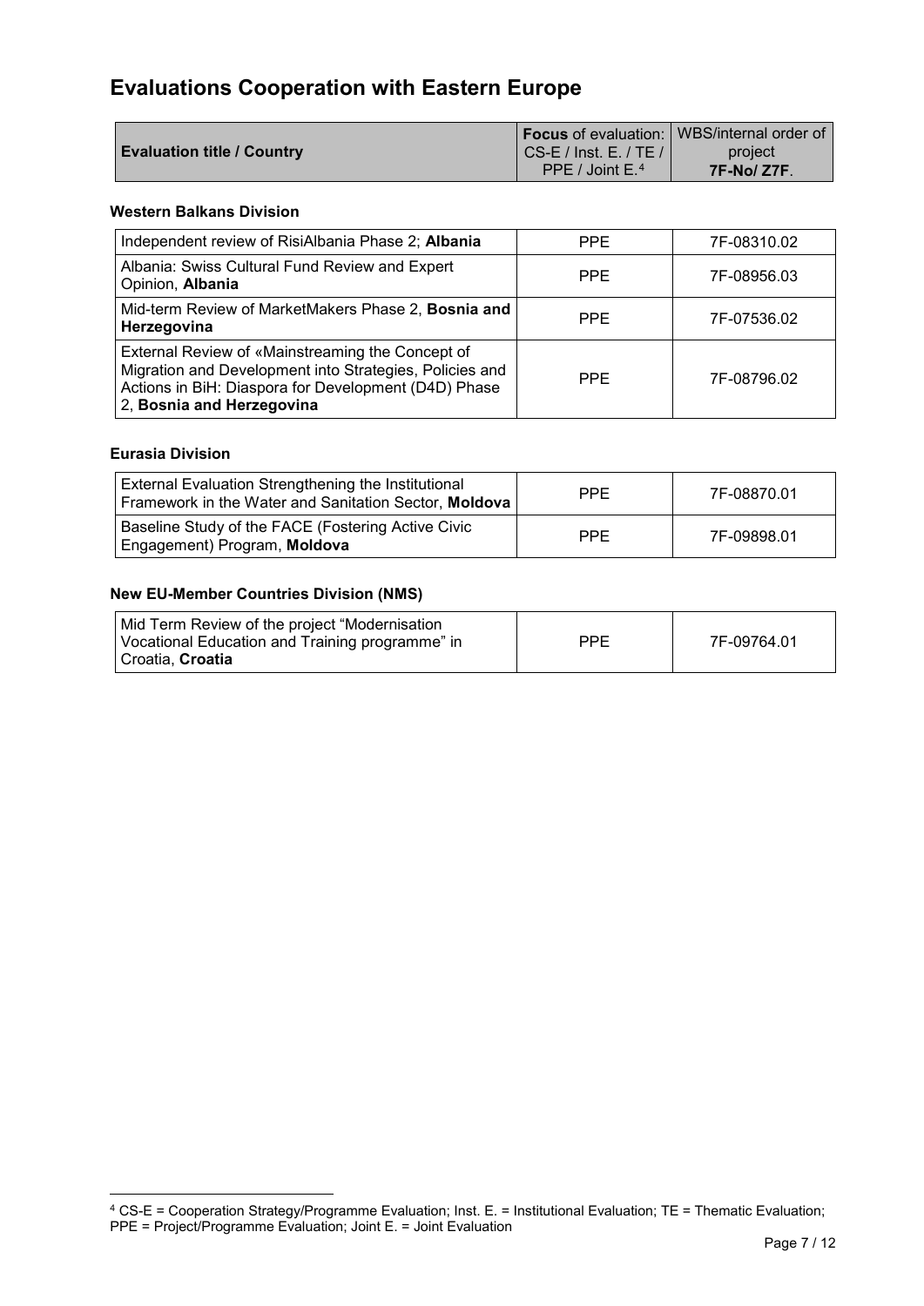## Evaluations Cooperation with Eastern Europe

| Evaluation title / Country | **Focus** of evaluation: CS-E / Inst. E. / TE / PPE / Joint E.[4] | WBS/internal order of project **7F-No/ Z7F**. |
|---|---|---|

### Western Balkans Division

| | | |
|---|---|---|
| Independent review of RisiAlbania Phase 2; **Albania** | PPE | 7F-08310.02 |
| Albania: Swiss Cultural Fund Review and Expert Opinion, **Albania** | PPE | 7F-08956.03 |
| Mid-term Review of MarketMakers Phase 2, **Bosnia and Herzegovina** | PPE | 7F-07536.02 |
| External Review of «Mainstreaming the Concept of Migration and Development into Strategies, Policies and Actions in BiH: Diaspora for Development (D4D) Phase 2, **Bosnia and Herzegovina** | PPE | 7F-08796.02 |

### Eurasia Division

| | | |
|---|---|---|
| External Evaluation Strengthening the Institutional Framework in the Water and Sanitation Sector, **Moldova** | PPE | 7F-08870.01 |
| Baseline Study of the FACE (Fostering Active Civic Engagement) Program, **Moldova** | PPE | 7F-09898.01 |

### New EU-Member Countries Division (NMS)

| | | |
|---|---|---|
| Mid Term Review of the project "Modernisation Vocational Education and Training programme" in Croatia, **Croatia** | PPE | 7F-09764.01 |

[4] CS-E = Cooperation Strategy/Programme Evaluation; Inst. E. = Institutional Evaluation; TE = Thematic Evaluation; PPE = Project/Programme Evaluation; Joint E. = Joint Evaluation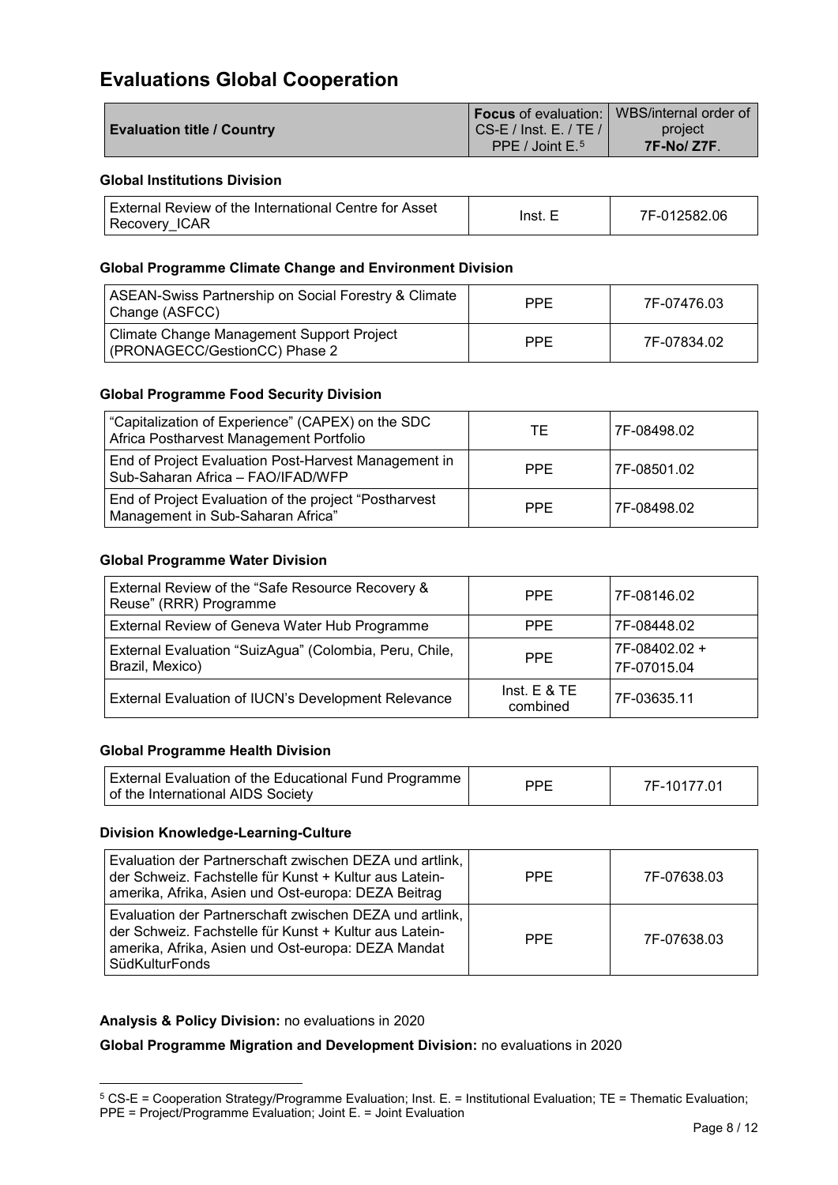# Evaluations Global Cooperation

| Evaluation title / Country | **Focus** of evaluation: CS-E / Inst. E. / TE / PPE / Joint E.[5] | WBS/internal order of project **7F-No/ Z7F**. |
|---|---|---|
| **Global Institutions Division** | | |
| External Review of the International Centre for Asset Recovery_ICAR | Inst. E | 7F-012582.06 |
| **Global Programme Climate Change and Environment Division** | | |
| ASEAN-Swiss Partnership on Social Forestry & Climate Change (ASFCC) | PPE | 7F-07476.03 |
| Climate Change Management Support Project (PRONAGECC/GestionCC) Phase 2 | PPE | 7F-07834.02 |
| **Global Programme Food Security Division** | | |
| "Capitalization of Experience" (CAPEX) on the SDC Africa Postharvest Management Portfolio | TE | 7F-08498.02 |
| End of Project Evaluation Post-Harvest Management in Sub-Saharan Africa – FAO/IFAD/WFP | PPE | 7F-08501.02 |
| End of Project Evaluation of the project "Postharvest Management in Sub-Saharan Africa" | PPE | 7F-08498.02 |
| **Global Programme Water Division** | | |
| External Review of the "Safe Resource Recovery & Reuse" (RRR) Programme | PPE | 7F-08146.02 |
| External Review of Geneva Water Hub Programme | PPE | 7F-08448.02 |
| External Evaluation "SuizAgua" (Colombia, Peru, Chile, Brazil, Mexico) | PPE | 7F-08402.02 + 7F-07015.04 |
| External Evaluation of IUCN's Development Relevance | Inst. E & TE combined | 7F-03635.11 |
| **Global Programme Health Division** | | |
| External Evaluation of the Educational Fund Programme of the International AIDS Society | PPE | 7F-10177.01 |
| **Division Knowledge-Learning-Culture** | | |
| Evaluation der Partnerschaft zwischen DEZA und artlink, der Schweiz. Fachstelle für Kunst + Kultur aus Lateinamerika, Afrika, Asien und Ost-europa: DEZA Beitrag | PPE | 7F-07638.03 |
| Evaluation der Partnerschaft zwischen DEZA und artlink, der Schweiz. Fachstelle für Kunst + Kultur aus Lateinamerika, Afrika, Asien und Ost-europa: DEZA Mandat SüdKulturFonds | PPE | 7F-07638.03 |

**Analysis & Policy Division:** no evaluations in 2020

**Global Programme Migration and Development Division:** no evaluations in 2020

[5] CS-E = Cooperation Strategy/Programme Evaluation; Inst. E. = Institutional Evaluation; TE = Thematic Evaluation; PPE = Project/Programme Evaluation; Joint E. = Joint Evaluation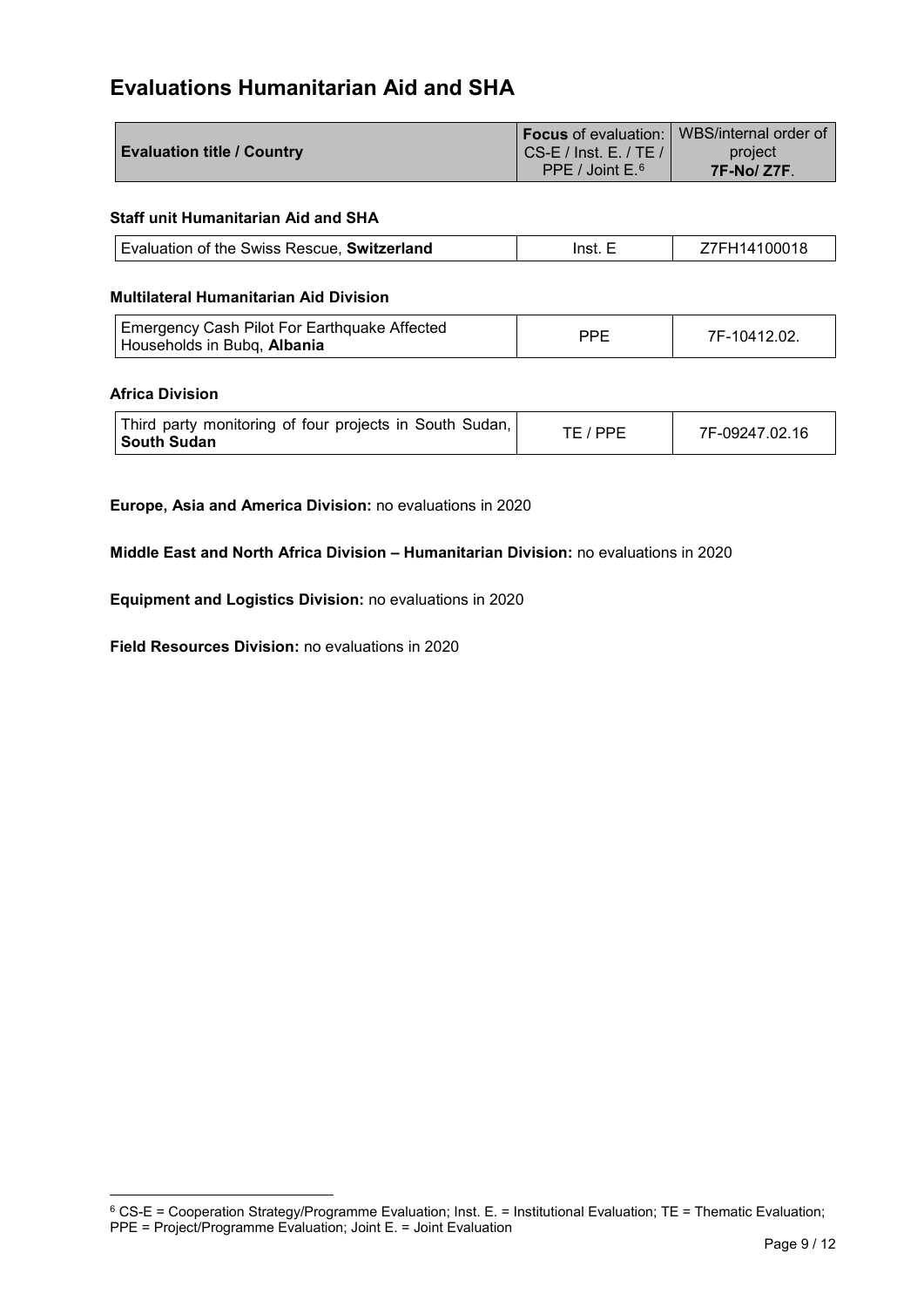## Evaluations Humanitarian Aid and SHA

| Evaluation title / Country | **Focus** of evaluation: CS-E / Inst. E. / TE / PPE / Joint E.[6] | WBS/internal order of project **7F-No/ Z7F**. |
|---|---|---|
| **Staff unit Humanitarian Aid and SHA** | | |
| Evaluation of the Swiss Rescue, **Switzerland** | Inst. E | Z7FH14100018 |
| **Multilateral Humanitarian Aid Division** | | |
| Emergency Cash Pilot For Earthquake Affected Households in Bubq, **Albania** | PPE | 7F-10412.02. |
| **Africa Division** | | |
| Third party monitoring of four projects in South Sudan, **South Sudan** | TE / PPE | 7F-09247.02.16 |

**Europe, Asia and America Division:** no evaluations in 2020

**Middle East and North Africa Division – Humanitarian Division:** no evaluations in 2020

**Equipment and Logistics Division:** no evaluations in 2020

**Field Resources Division:** no evaluations in 2020

[6] CS-E = Cooperation Strategy/Programme Evaluation; Inst. E. = Institutional Evaluation; TE = Thematic Evaluation; PPE = Project/Programme Evaluation; Joint E. = Joint Evaluation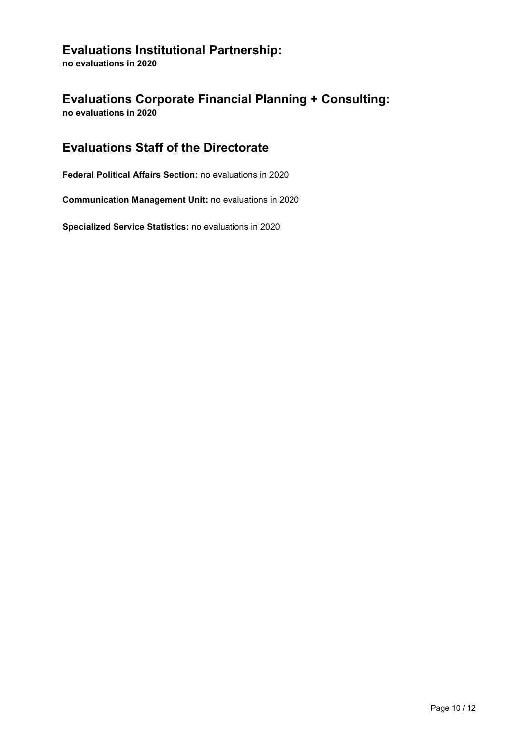## Evaluations Institutional Partnership:

**no evaluations in 2020**

## Evaluations Corporate Financial Planning + Consulting:

**no evaluations in 2020**

## Evaluations Staff of the Directorate

**Federal Political Affairs Section:** no evaluations in 2020

**Communication Management Unit:** no evaluations in 2020

**Specialized Service Statistics:** no evaluations in 2020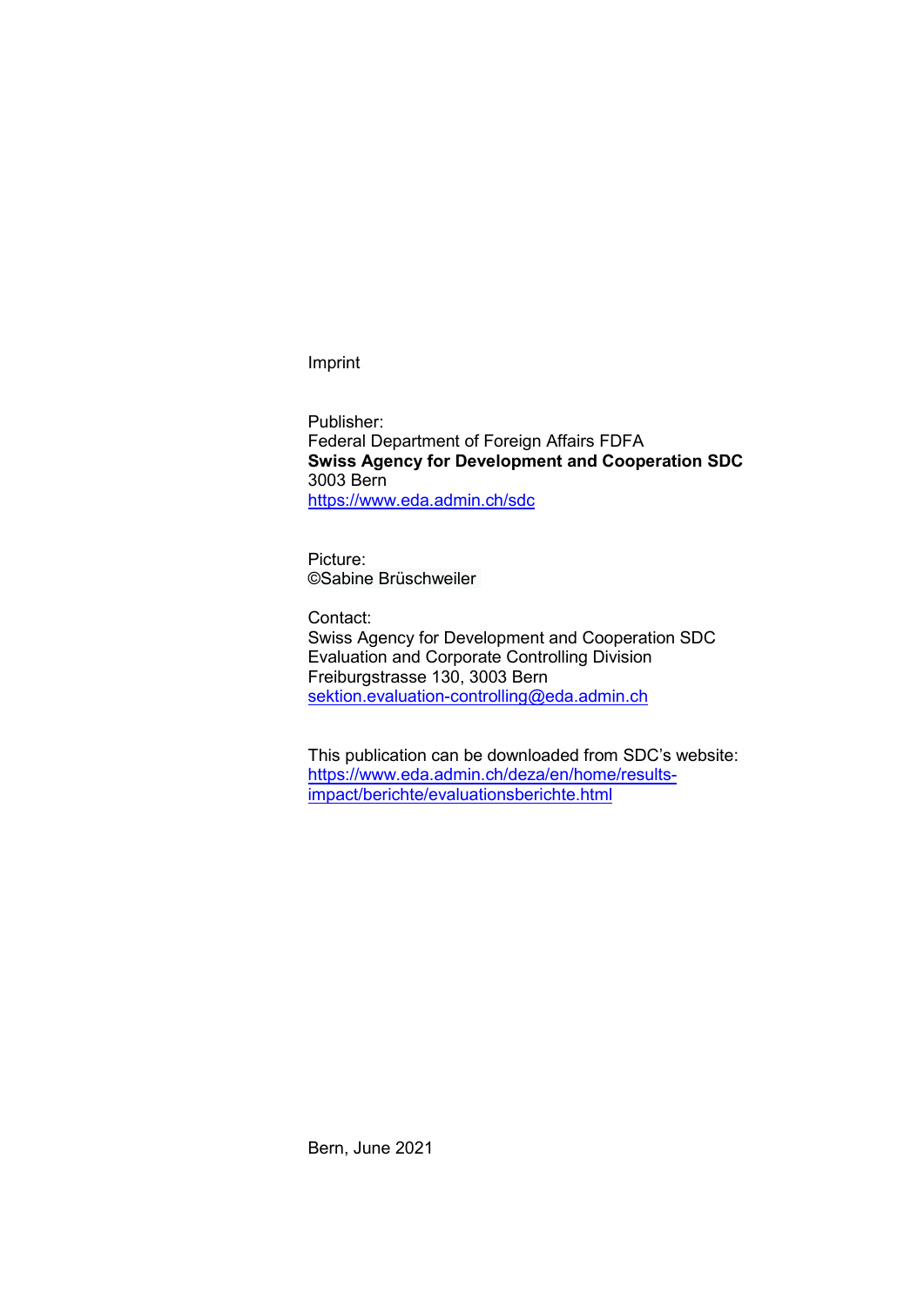Imprint

Publisher:
Federal Department of Foreign Affairs FDFA
**Swiss Agency for Development and Cooperation SDC**
3003 Bern
https://www.eda.admin.ch/sdc

Picture:
©Sabine Brüschweiler

Contact:
Swiss Agency for Development and Cooperation SDC
Evaluation and Corporate Controlling Division
Freiburgstrasse 130, 3003 Bern
sektion.evaluation-controlling@eda.admin.ch

This publication can be downloaded from SDC's website:
https://www.eda.admin.ch/deza/en/home/results-impact/berichte/evaluationsberichte.html

Bern, June 2021